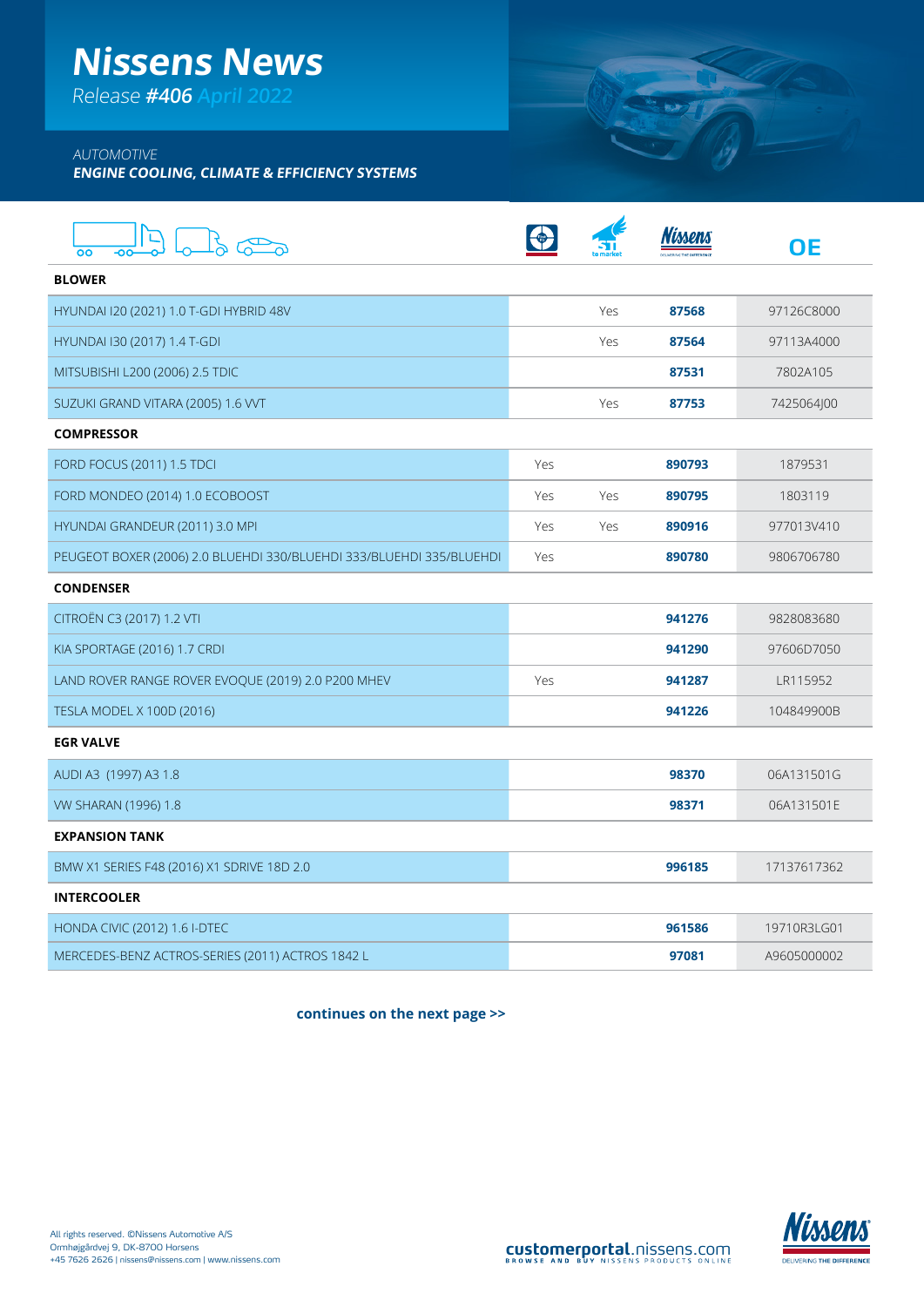# Nissens News

*Release **#406** April 2022*

*AUTOMOTIVE*
***ENGINE COOLING, CLIMATE & EFFICIENCY SYSTEMS***

| | | | Nissens | OE |
|---|---|---|---|---|
| **BLOWER** | | | | |
| HYUNDAI I20 (2021) 1.0 T-GDI HYBRID 48V | | Yes | **87568** | 97126C8000 |
| HYUNDAI I30 (2017) 1.4 T-GDI | | Yes | **87564** | 97113A4000 |
| MITSUBISHI L200 (2006) 2.5 TDIC | | | **87531** | 7802A105 |
| SUZUKI GRAND VITARA (2005) 1.6 VVT | | Yes | **87753** | 7425064J00 |
| **COMPRESSOR** | | | | |
| FORD FOCUS (2011) 1.5 TDCI | Yes | | **890793** | 1879531 |
| FORD MONDEO (2014) 1.0 ECOBOOST | Yes | Yes | **890795** | 1803119 |
| HYUNDAI GRANDEUR (2011) 3.0 MPI | Yes | Yes | **890916** | 977013V410 |
| PEUGEOT BOXER (2006) 2.0 BLUEHDI 330/BLUEHDI 333/BLUEHDI 335/BLUEHDI | Yes | | **890780** | 9806706780 |
| **CONDENSER** | | | | |
| CITROËN C3 (2017) 1.2 VTI | | | **941276** | 9828083680 |
| KIA SPORTAGE (2016) 1.7 CRDI | | | **941290** | 97606D7050 |
| LAND ROVER RANGE ROVER EVOQUE (2019) 2.0 P200 MHEV | Yes | | **941287** | LR115952 |
| TESLA MODEL X 100D (2016) | | | **941226** | 104849900B |
| **EGR VALVE** | | | | |
| AUDI A3 (1997) A3 1.8 | | | **98370** | 06A131501G |
| VW SHARAN (1996) 1.8 | | | **98371** | 06A131501E |
| **EXPANSION TANK** | | | | |
| BMW X1 SERIES F48 (2016) X1 SDRIVE 18D 2.0 | | | **996185** | 17137617362 |
| **INTERCOOLER** | | | | |
| HONDA CIVIC (2012) 1.6 I-DTEC | | | **961586** | 19710R3LG01 |
| MERCEDES-BENZ ACTROS-SERIES (2011) ACTROS 1842 L | | | **97081** | A9605000002 |

**continues on the next page >>**

All rights reserved. ©Nissens Automotive A/S
Ormhøjgårdvej 9, DK-8700 Horsens
+45 7626 2626 | nissens@nissens.com | www.nissens.com

**customerportal**.nissens.com
BROWSE AND BUY NISSENS PRODUCTS ONLINE

Nissens — DELIVERING THE DIFFERENCE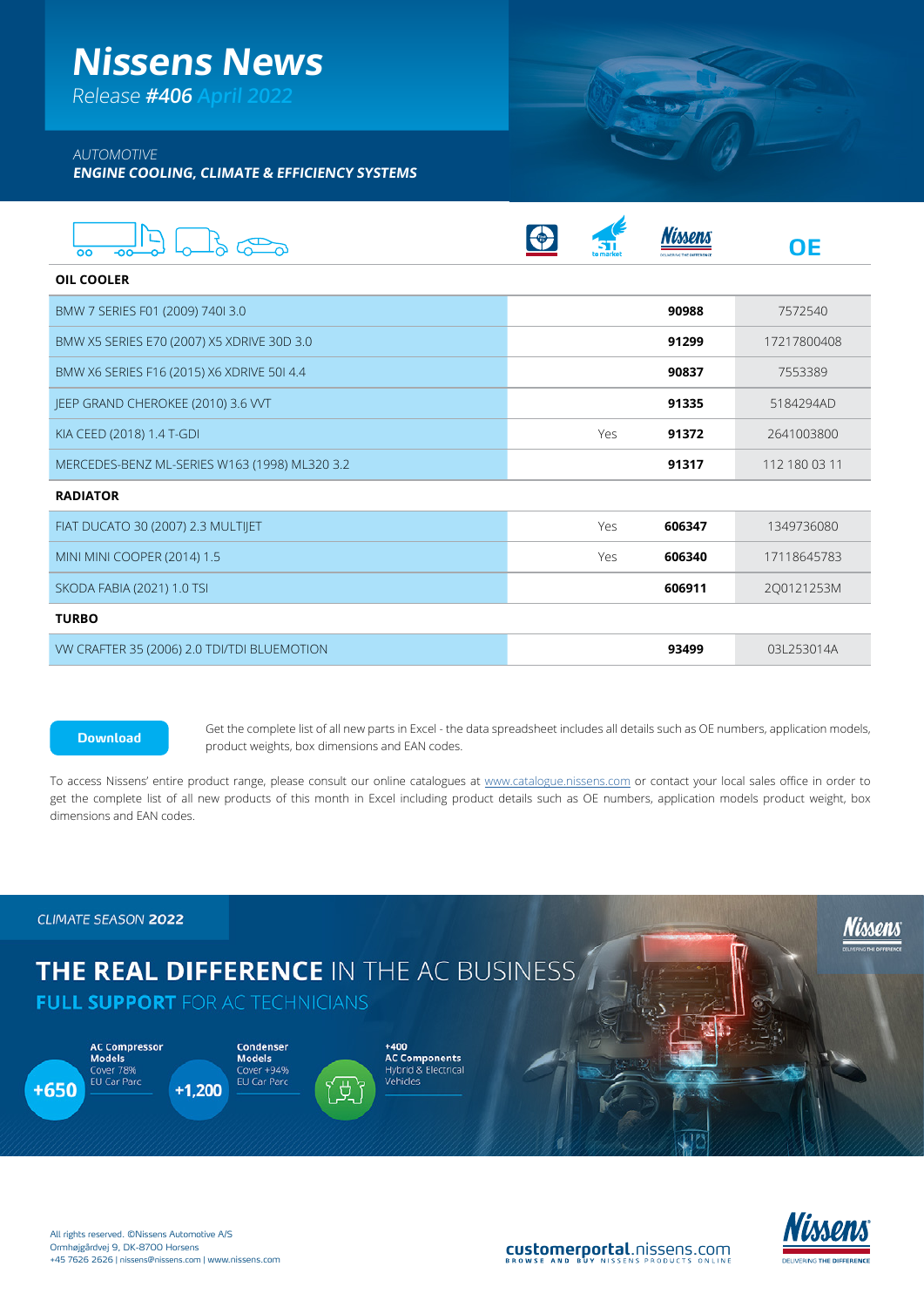# Nissens News

*Release* ***#406*** *April 2022*

*AUTOMOTIVE*

***ENGINE COOLING, CLIMATE & EFFICIENCY SYSTEMS***

| | | to market | Nissens | OE |
|---|---|---|---|---|
| **OIL COOLER** | | | | |
| BMW 7 SERIES F01 (2009) 740I 3.0 | | | **90988** | 7572540 |
| BMW X5 SERIES E70 (2007) X5 XDRIVE 30D 3.0 | | | **91299** | 17217800408 |
| BMW X6 SERIES F16 (2015) X6 XDRIVE 50I 4.4 | | | **90837** | 7553389 |
| JEEP GRAND CHEROKEE (2010) 3.6 VVT | | | **91335** | 5184294AD |
| KIA CEED (2018) 1.4 T-GDI | | Yes | **91372** | 2641003800 |
| MERCEDES-BENZ ML-SERIES W163 (1998) ML320 3.2 | | | **91317** | 112 180 03 11 |
| **RADIATOR** | | | | |
| FIAT DUCATO 30 (2007) 2.3 MULTIJET | | Yes | **606347** | 1349736080 |
| MINI MINI COOPER (2014) 1.5 | | Yes | **606340** | 17118645783 |
| SKODA FABIA (2021) 1.0 TSI | | | **606911** | 2Q0121253M |
| **TURBO** | | | | |
| VW CRAFTER 35 (2006) 2.0 TDI/TDI BLUEMOTION | | | **93499** | 03L253014A |

**Download**

Get the complete list of all new parts in Excel - the data spreadsheet includes all details such as OE numbers, application models, product weights, box dimensions and EAN codes.

To access Nissens' entire product range, please consult our online catalogues at www.catalogue.nissens.com or contact your local sales office in order to get the complete list of all new products of this month in Excel including product details such as OE numbers, application models product weight, box dimensions and EAN codes.

CLIMATE SEASON **2022**

## **THE REAL DIFFERENCE** IN THE AC BUSINESS

### **FULL SUPPORT** FOR AC TECHNICIANS

**+650** **AC Compressor Models**
Cover 78%
EU Car Parc

**+1,200** **Condenser Models**
Cover +94%
EU Car Parc

**+400** **AC Components**
Hybrid & Electrical Vehicles

All rights reserved. ©Nissens Automotive A/S
Ormhøjgårdvej 9, DK-8700 Horsens
+45 7626 2626 | nissens@nissens.com | www.nissens.com

**customerportal**.nissens.com
BROWSE AND BUY NISSENS PRODUCTS ONLINE

Nissens
DELIVERING THE DIFFERENCE